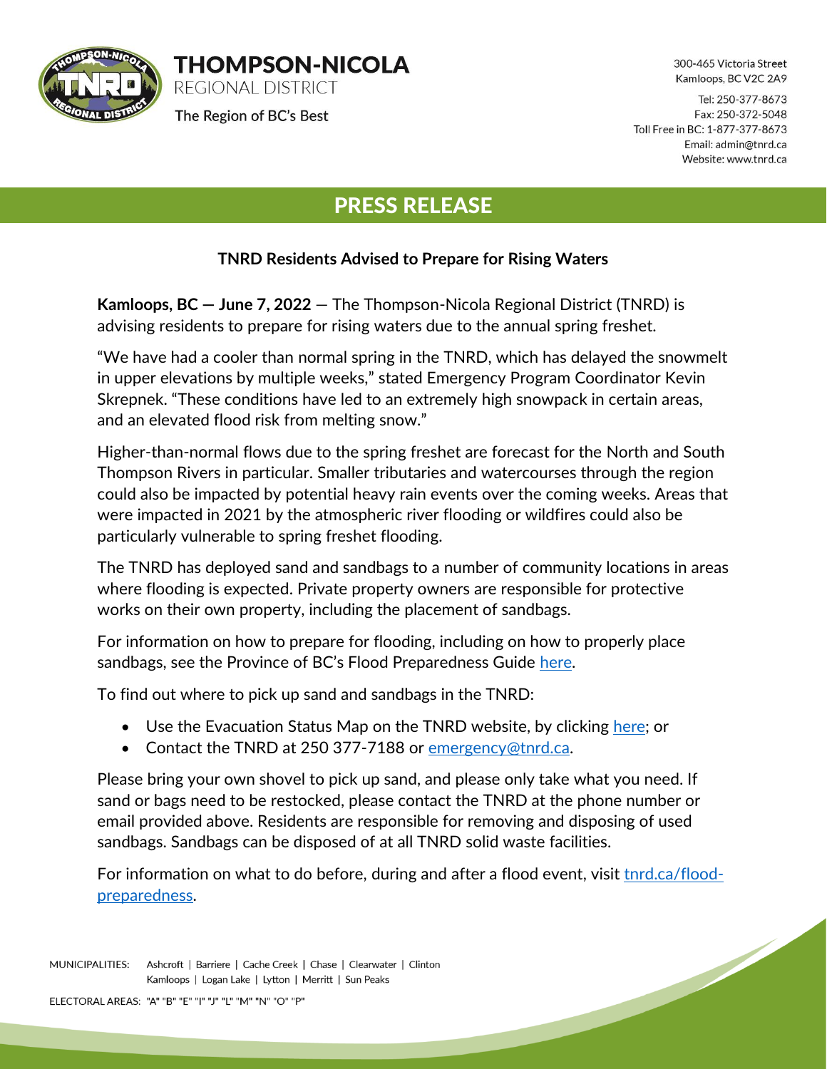# THOMPSON-NICOLA

REGIONAL DISTRICT

The Region of BC's Best

300-465 Victoria Street
Kamloops, BC V2C 2A9

Tel: 250-377-8673
Fax: 250-372-5048
Toll Free in BC: 1-877-377-8673
Email: admin@tnrd.ca
Website: www.tnrd.ca

## PRESS RELEASE

**TNRD Residents Advised to Prepare for Rising Waters**

**Kamloops, BC — June 7, 2022** — The Thompson-Nicola Regional District (TNRD) is advising residents to prepare for rising waters due to the annual spring freshet.

"We have had a cooler than normal spring in the TNRD, which has delayed the snowmelt in upper elevations by multiple weeks," stated Emergency Program Coordinator Kevin Skrepnek. "These conditions have led to an extremely high snowpack in certain areas, and an elevated flood risk from melting snow."

Higher-than-normal flows due to the spring freshet are forecast for the North and South Thompson Rivers in particular. Smaller tributaries and watercourses through the region could also be impacted by potential heavy rain events over the coming weeks. Areas that were impacted in 2021 by the atmospheric river flooding or wildfires could also be particularly vulnerable to spring freshet flooding.

The TNRD has deployed sand and sandbags to a number of community locations in areas where flooding is expected. Private property owners are responsible for protective works on their own property, including the placement of sandbags.

For information on how to prepare for flooding, including on how to properly place sandbags, see the Province of BC's Flood Preparedness Guide here.

To find out where to pick up sand and sandbags in the TNRD:

- Use the Evacuation Status Map on the TNRD website, by clicking here; or
- Contact the TNRD at 250 377-7188 or emergency@tnrd.ca.

Please bring your own shovel to pick up sand, and please only take what you need. If sand or bags need to be restocked, please contact the TNRD at the phone number or email provided above. Residents are responsible for removing and disposing of used sandbags. Sandbags can be disposed of at all TNRD solid waste facilities.

For information on what to do before, during and after a flood event, visit tnrd.ca/flood-preparedness.

MUNICIPALITIES: Ashcroft | Barriere | Cache Creek | Chase | Clearwater | Clinton
Kamloops | Logan Lake | Lytton | Merritt | Sun Peaks

ELECTORAL AREAS: "A" "B" "E" "I" "J" "L" "M" "N" "O" "P"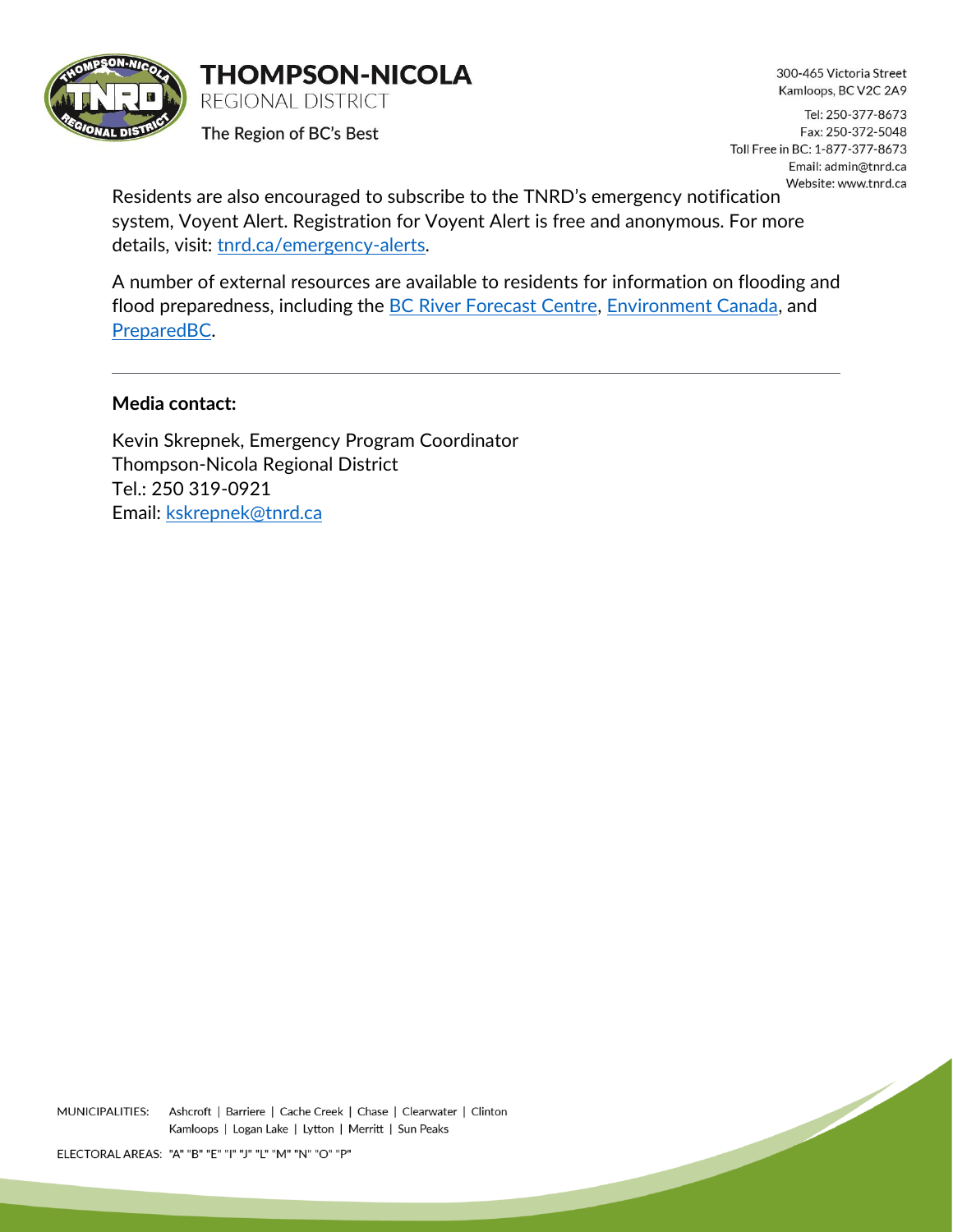Residents are also encouraged to subscribe to the TNRD's emergency notification system, Voyent Alert. Registration for Voyent Alert is free and anonymous. For more details, visit: [tnrd.ca/emergency-alerts](tnrd.ca/emergency-alerts).

A number of external resources are available to residents for information on flooding and flood preparedness, including the BC River Forecast Centre, Environment Canada, and PreparedBC.

---

**Media contact:**

Kevin Skrepnek, Emergency Program Coordinator
Thompson-Nicola Regional District
Tel.: 250 319-0921
Email: kskrepnek@tnrd.ca